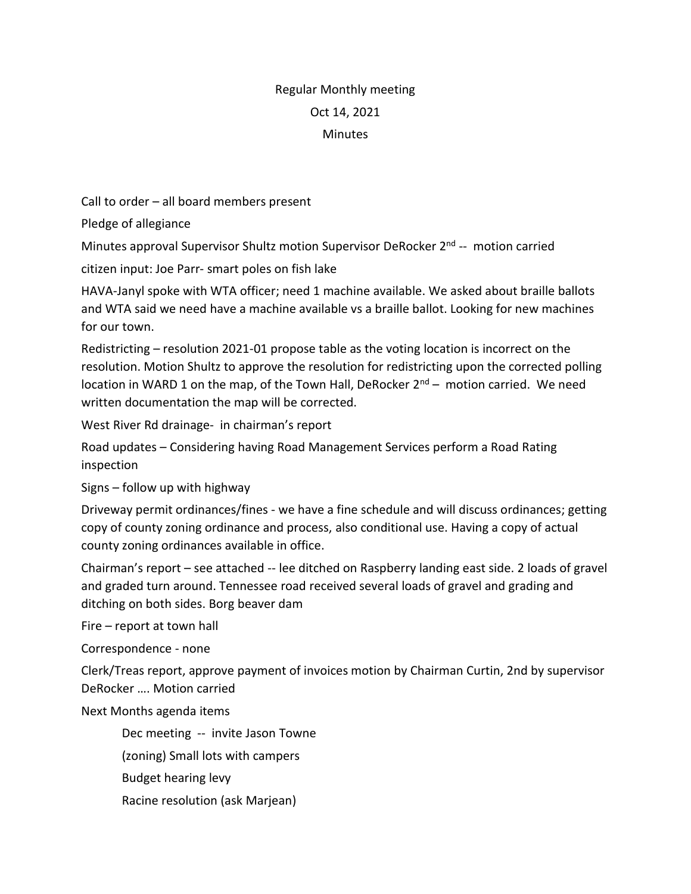# Regular Monthly meeting

Oct 14, 2021

Minutes

Call to order – all board members present

Pledge of allegiance

Minutes approval Supervisor Shultz motion Supervisor DeRocker 2nd -- motion carried

citizen input: Joe Parr- smart poles on fish lake

HAVA-Janyl spoke with WTA officer; need 1 machine available. We asked about braille ballots and WTA said we need have a machine available vs a braille ballot. Looking for new machines for our town.

Redistricting – resolution 2021-01 propose table as the voting location is incorrect on the resolution. Motion Shultz to approve the resolution for redistricting upon the corrected polling location in WARD 1 on the map, of the Town Hall, DeRocker 2nd – motion carried. We need written documentation the map will be corrected.

West River Rd drainage- in chairman's report

Road updates – Considering having Road Management Services perform a Road Rating inspection

Signs – follow up with highway

Driveway permit ordinances/fines - we have a fine schedule and will discuss ordinances; getting copy of county zoning ordinance and process, also conditional use. Having a copy of actual county zoning ordinances available in office.

Chairman's report – see attached -- lee ditched on Raspberry landing east side. 2 loads of gravel and graded turn around. Tennessee road received several loads of gravel and grading and ditching on both sides. Borg beaver dam

Fire – report at town hall

Correspondence - none

Clerk/Treas report, approve payment of invoices motion by Chairman Curtin, 2nd by supervisor DeRocker …. Motion carried

Next Months agenda items

- Dec meeting -- invite Jason Towne
- (zoning) Small lots with campers
- Budget hearing levy
- Racine resolution (ask Marjean)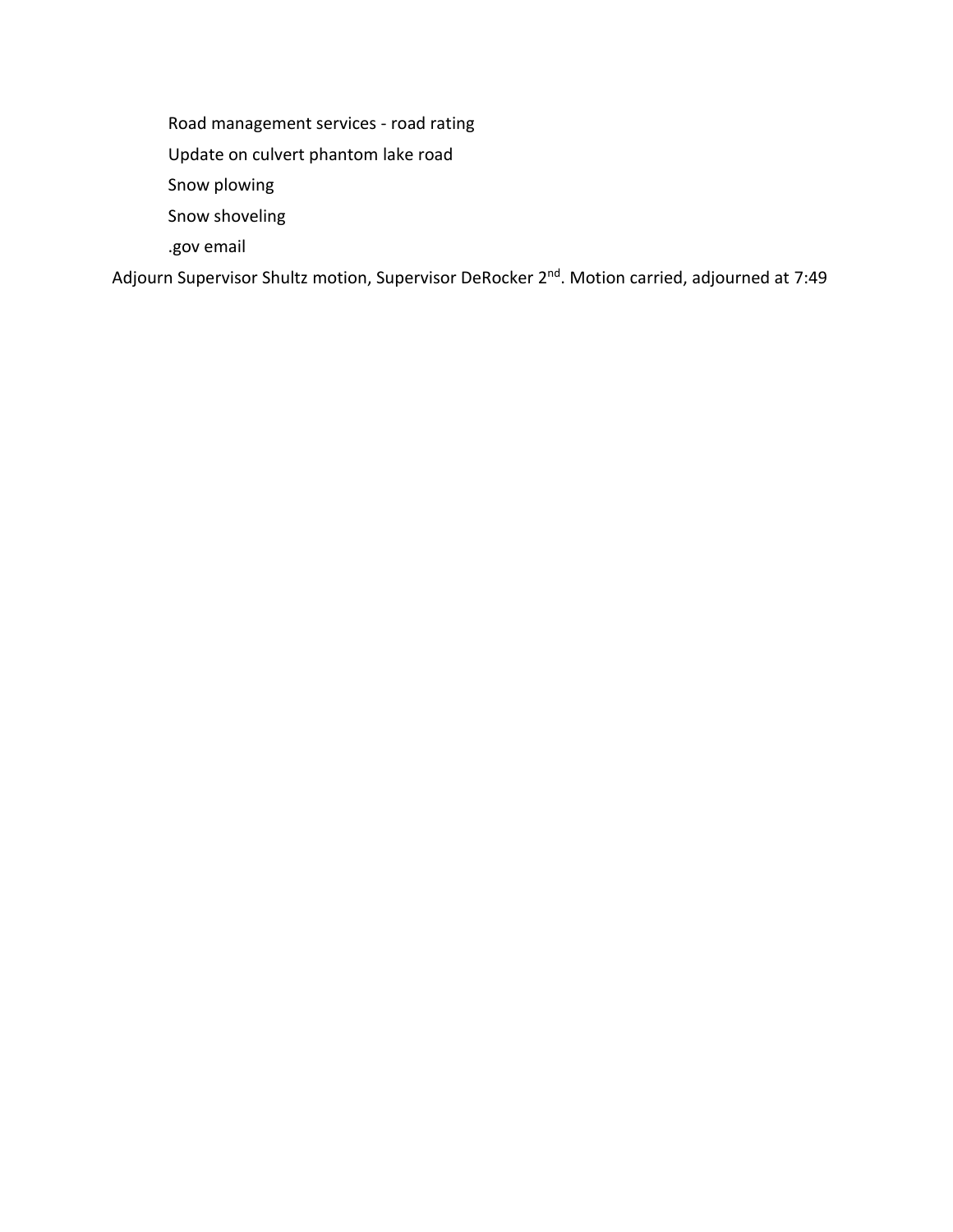Road management services - road rating

Update on culvert phantom lake road

Snow plowing

Snow shoveling

.gov email

Adjourn Supervisor Shultz motion, Supervisor DeRocker 2nd. Motion carried, adjourned at 7:49